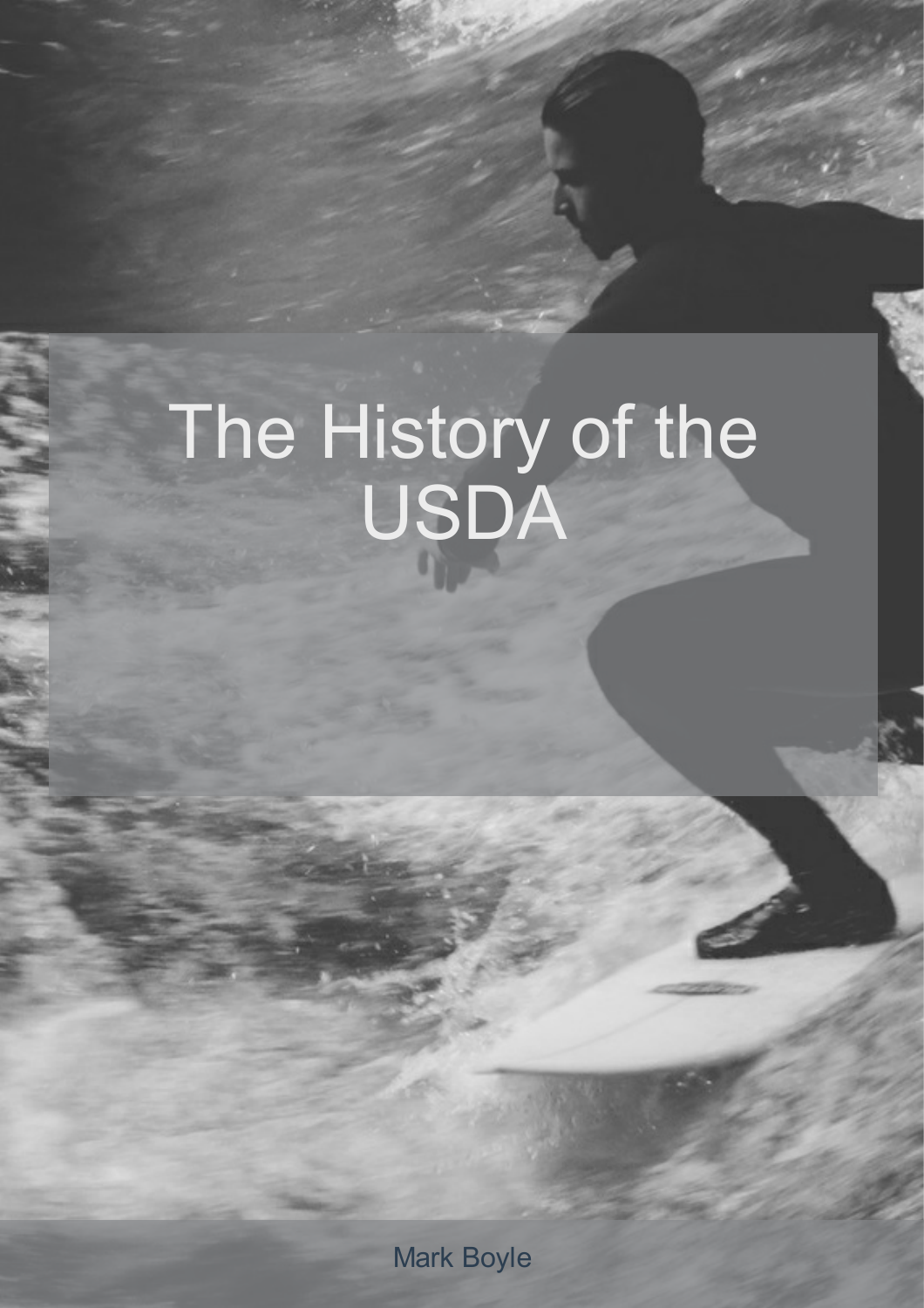# The History of the USDA

Mark Boyle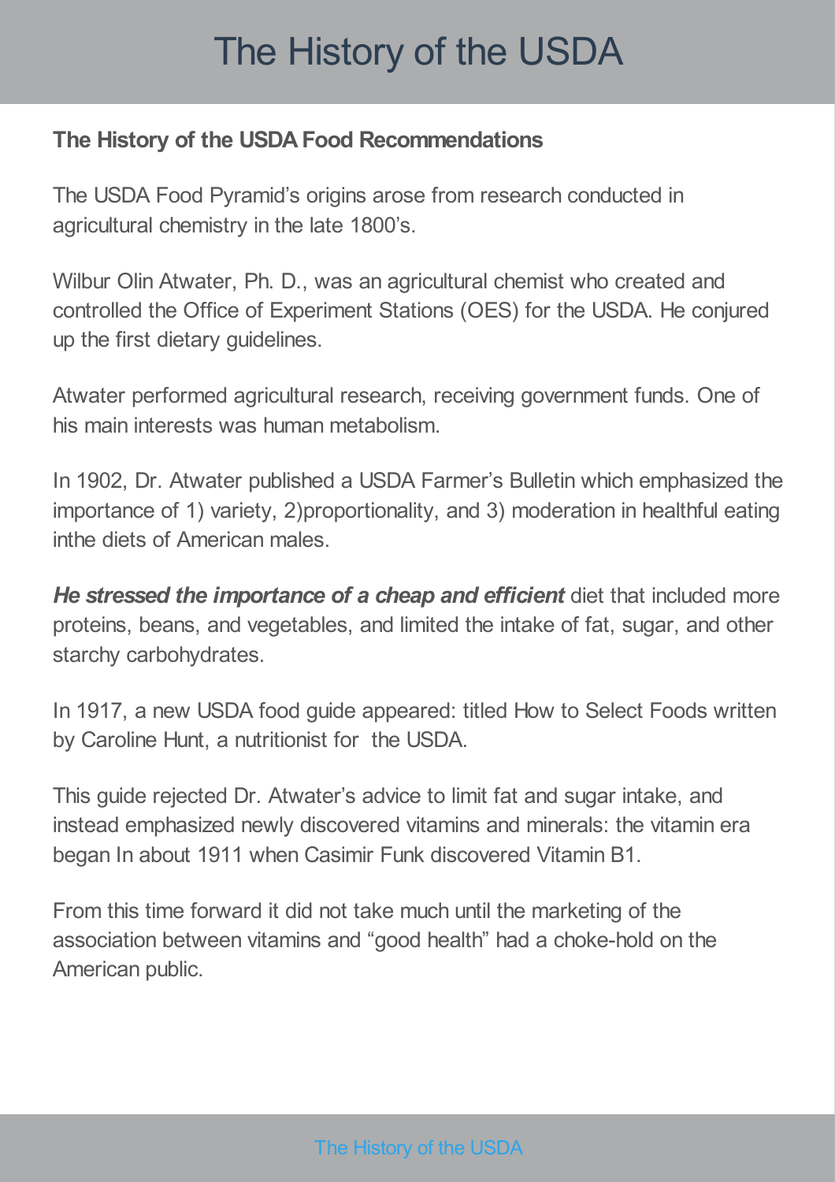## The History of the USDA Food Recommendations

The USDA Food Pyramid's origins arose from research conducted in agricultural chemistry in the late 1800's.

Wilbur Olin Atwater, Ph. D., was an agricultural chemist who created and controlled the Office of Experiment Stations (OES) for the USDA. He conjured up the first dietary guidelines.

Atwater performed agricultural research, receiving government funds. One of his main interests was human metabolism.

In 1902, Dr. Atwater published a USDA Farmer's Bulletin which emphasized the importance of 1) variety, 2)proportionality, and 3) moderation in healthful eating inthe diets of American males.

***He stressed the importance of a cheap and efficient*** diet that included more proteins, beans, and vegetables, and limited the intake of fat, sugar, and other starchy carbohydrates.

In 1917, a new USDA food guide appeared: titled How to Select Foods written by Caroline Hunt, a nutritionist for the USDA.

This guide rejected Dr. Atwater's advice to limit fat and sugar intake, and instead emphasized newly discovered vitamins and minerals: the vitamin era began In about 1911 when Casimir Funk discovered Vitamin B1.

From this time forward it did not take much until the marketing of the association between vitamins and "good health" had a choke-hold on the American public.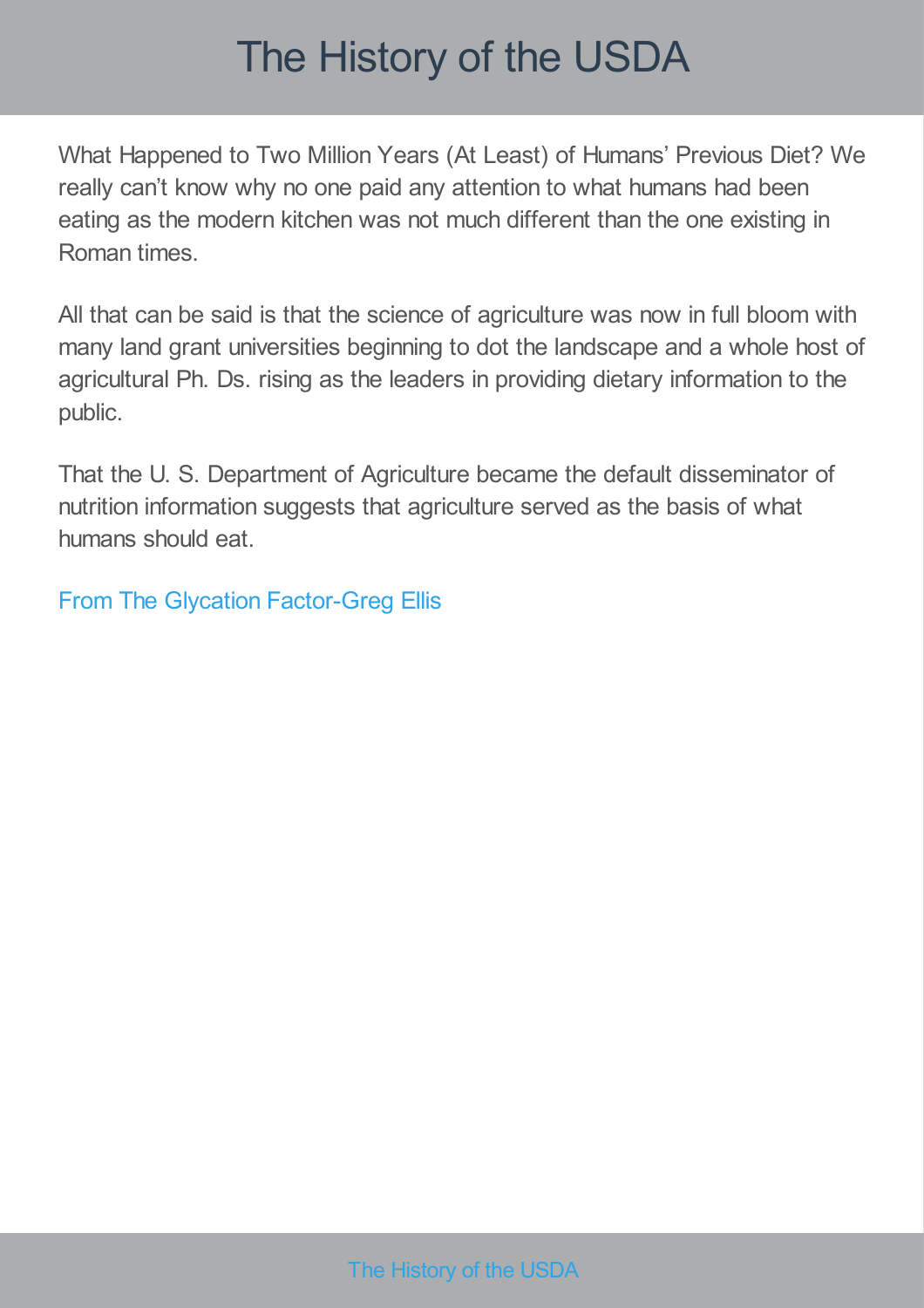# The History of the USDA

What Happened to Two Million Years (At Least) of Humans' Previous Diet? We really can't know why no one paid any attention to what humans had been eating as the modern kitchen was not much different than the one existing in Roman times.

All that can be said is that the science of agriculture was now in full bloom with many land grant universities beginning to dot the landscape and a whole host of agricultural Ph. Ds. rising as the leaders in providing dietary information to the public.

That the U. S. Department of Agriculture became the default disseminator of nutrition information suggests that agriculture served as the basis of what humans should eat.

From The Glycation Factor-Greg Ellis